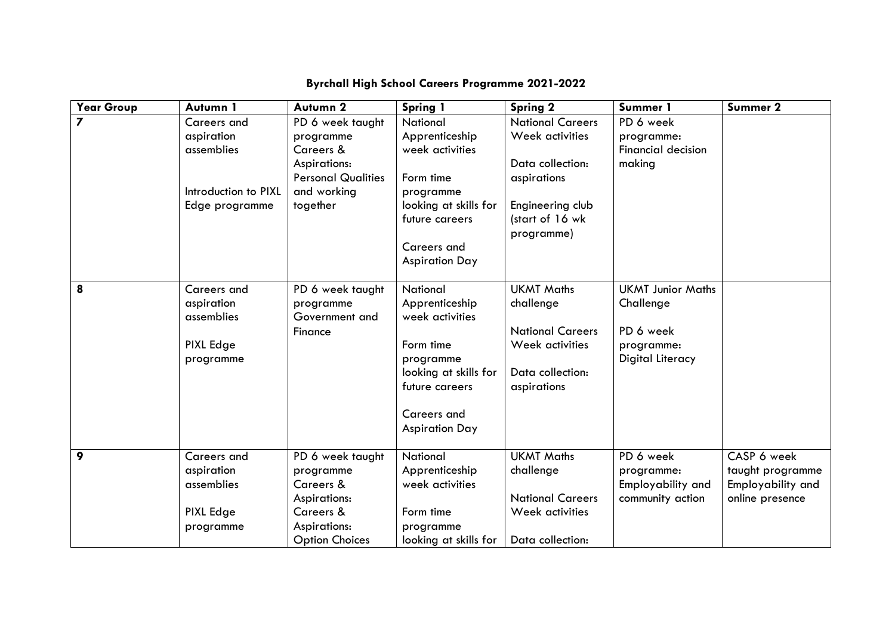**Byrchall High School Careers Programme 2021-2022**

| Year Group | Autumn 1 | Autumn 2 | Spring 1 | Spring 2 | Summer 1 | Summer 2 |
|---|---|---|---|---|---|---|
| 7 | Careers and aspiration assemblies<br><br>Introduction to PIXL Edge programme | PD 6 week taught programme Careers & Aspirations: Personal Qualities and working together | National Apprenticeship week activities<br><br>Form time programme looking at skills for future careers<br><br>Careers and Aspiration Day | National Careers Week activities<br><br>Data collection: aspirations<br><br>Engineering club (start of 16 wk programme) | PD 6 week programme: Financial decision making | |
| 8 | Careers and aspiration assemblies<br><br>PIXL Edge programme | PD 6 week taught programme Government and Finance | National Apprenticeship week activities<br><br>Form time programme looking at skills for future careers<br><br>Careers and Aspiration Day | UKMT Maths challenge<br><br>National Careers Week activities<br><br>Data collection: aspirations | UKMT Junior Maths Challenge<br><br>PD 6 week programme: Digital Literacy | |
| 9 | Careers and aspiration assemblies<br><br>PIXL Edge programme | PD 6 week taught programme Careers & Aspirations: Careers & Aspirations: Option Choices | National Apprenticeship week activities<br><br>Form time programme looking at skills for | UKMT Maths challenge<br><br>National Careers Week activities<br><br>Data collection: | PD 6 week programme: Employability and community action | CASP 6 week taught programme Employability and online presence |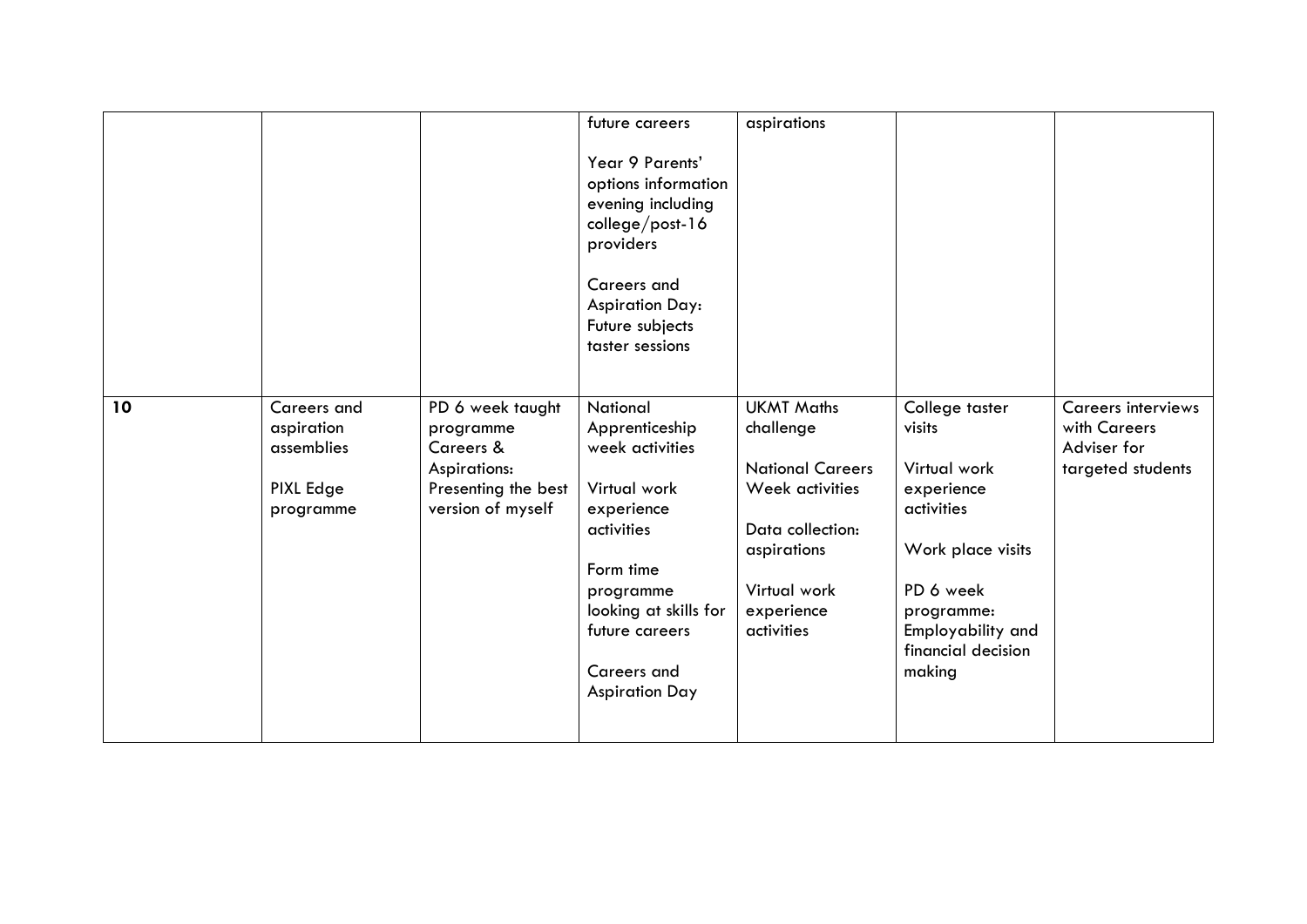|  |  |  |  |  |  |  |
|---|---|---|---|---|---|---|
|  |  |  | future careers<br><br>Year 9 Parents' options information evening including college/post-16 providers<br><br>Careers and Aspiration Day: Future subjects taster sessions | aspirations |  |  |
| **10** | Careers and aspiration assemblies<br><br>PIXL Edge programme | PD 6 week taught programme Careers & Aspirations: Presenting the best version of myself | National Apprenticeship week activities<br><br>Virtual work experience activities<br><br>Form time programme looking at skills for future careers<br><br>Careers and Aspiration Day | UKMT Maths challenge<br><br>National Careers Week activities<br><br>Data collection: aspirations<br><br>Virtual work experience activities | College taster visits<br><br>Virtual work experience activities<br><br>Work place visits<br><br>PD 6 week programme: Employability and financial decision making | Careers interviews with Careers Adviser for targeted students |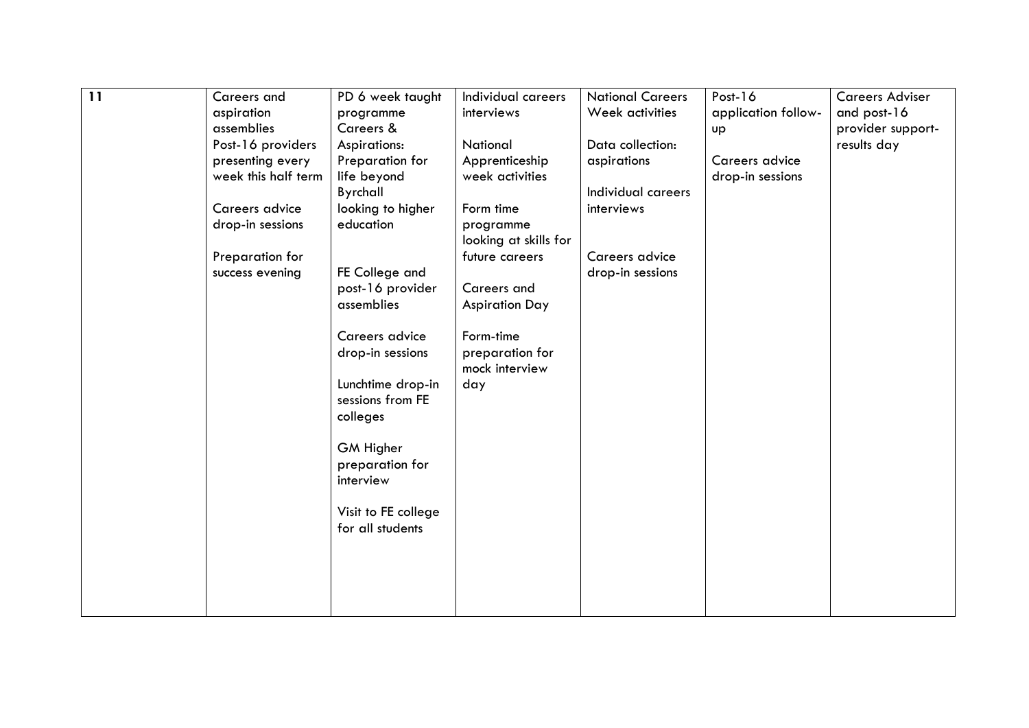| | | | | | | |
|---|---|---|---|---|---|---|
| **11** | Careers and aspiration assemblies<br>Post-16 providers presenting every week this half term<br><br>Careers advice drop-in sessions<br><br>Preparation for success evening | PD 6 week taught programme Careers & Aspirations: Preparation for life beyond Byrchall looking to higher education<br><br>FE College and post-16 provider assemblies<br><br>Careers advice drop-in sessions<br><br>Lunchtime drop-in sessions from FE colleges<br><br>GM Higher preparation for interview<br><br>Visit to FE college for all students | Individual careers interviews<br><br>National Apprenticeship week activities<br><br>Form time programme looking at skills for future careers<br><br>Careers and Aspiration Day<br><br>Form-time preparation for mock interview day | National Careers Week activities<br><br>Data collection: aspirations<br><br>Individual careers interviews<br><br>Careers advice drop-in sessions | Post-16 application follow-up<br><br>Careers advice drop-in sessions | Careers Adviser and post-16 provider support- results day |